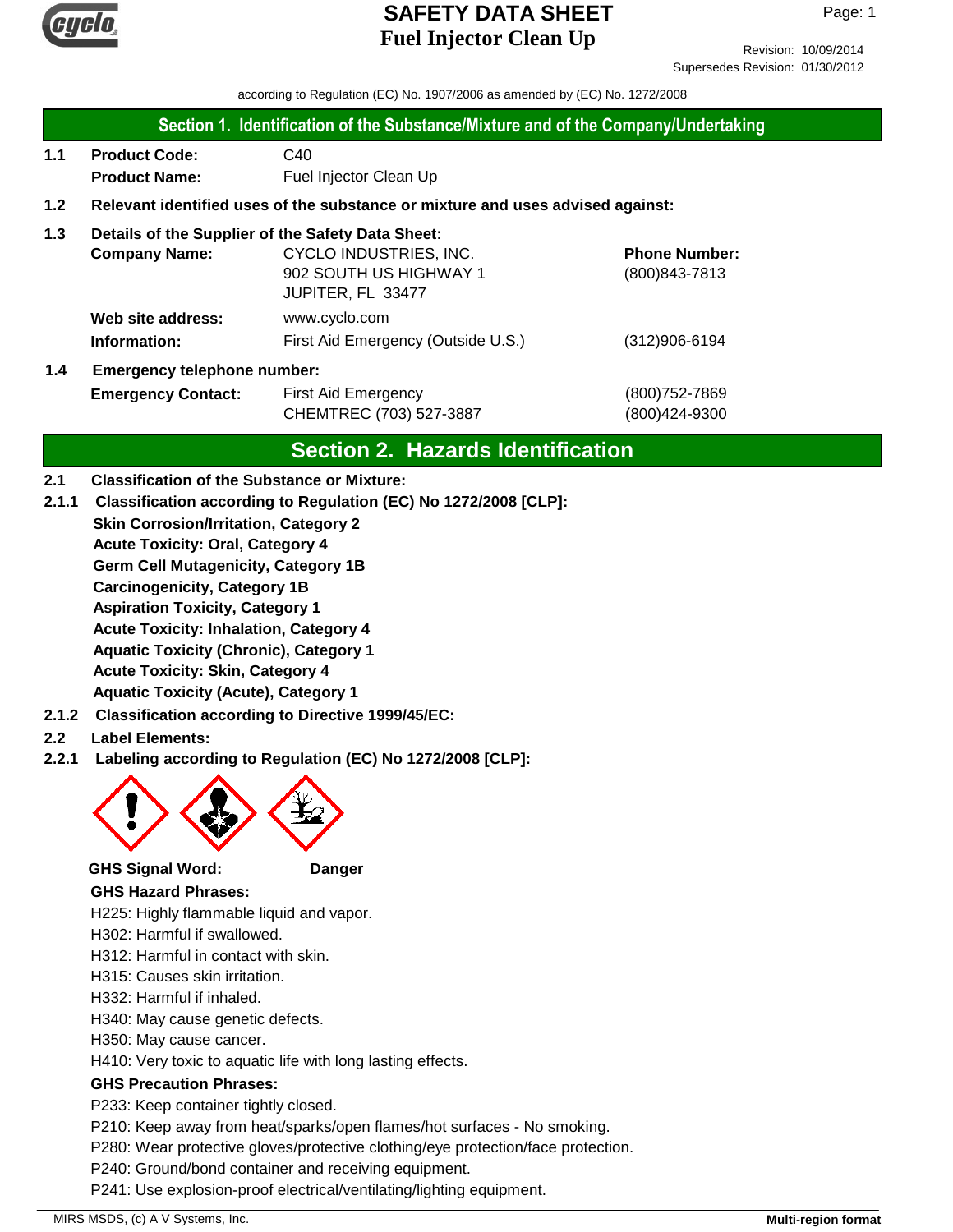# SAFETY DATA SHEET
# Fuel Injector Clean Up

Revision: 10/09/2014
Supersedes Revision: 01/30/2012

according to Regulation (EC) No. 1907/2006 as amended by (EC) No. 1272/2008

## Section 1. Identification of the Substance/Mixture and of the Company/Undertaking

**1.1 Product Code:** C40
**Product Name:** Fuel Injector Clean Up

**1.2 Relevant identified uses of the substance or mixture and uses advised against:**

**1.3 Details of the Supplier of the Safety Data Sheet:**

**Company Name:** CYCLO INDUSTRIES, INC.
902 SOUTH US HIGHWAY 1
JUPITER, FL 33477

**Phone Number:** (800)843-7813

**Web site address:** www.cyclo.com

**Information:** First Aid Emergency (Outside U.S.) (312)906-6194

**1.4 Emergency telephone number:**

**Emergency Contact:** First Aid Emergency (800)752-7869
CHEMTREC (703) 527-3887 (800)424-9300

## Section 2. Hazards Identification

**2.1 Classification of the Substance or Mixture:**

**2.1.1 Classification according to Regulation (EC) No 1272/2008 [CLP]:**

**Skin Corrosion/Irritation, Category 2**
**Acute Toxicity: Oral, Category 4**
**Germ Cell Mutagenicity, Category 1B**
**Carcinogenicity, Category 1B**
**Aspiration Toxicity, Category 1**
**Acute Toxicity: Inhalation, Category 4**
**Aquatic Toxicity (Chronic), Category 1**
**Acute Toxicity: Skin, Category 4**
**Aquatic Toxicity (Acute), Category 1**

**2.1.2 Classification according to Directive 1999/45/EC:**

**2.2 Label Elements:**

**2.2.1 Labeling according to Regulation (EC) No 1272/2008 [CLP]:**

**GHS Signal Word:** **Danger**

**GHS Hazard Phrases:**

H225: Highly flammable liquid and vapor.
H302: Harmful if swallowed.
H312: Harmful in contact with skin.
H315: Causes skin irritation.
H332: Harmful if inhaled.
H340: May cause genetic defects.
H350: May cause cancer.
H410: Very toxic to aquatic life with long lasting effects.

**GHS Precaution Phrases:**

P233: Keep container tightly closed.
P210: Keep away from heat/sparks/open flames/hot surfaces - No smoking.
P280: Wear protective gloves/protective clothing/eye protection/face protection.
P240: Ground/bond container and receiving equipment.
P241: Use explosion-proof electrical/ventilating/lighting equipment.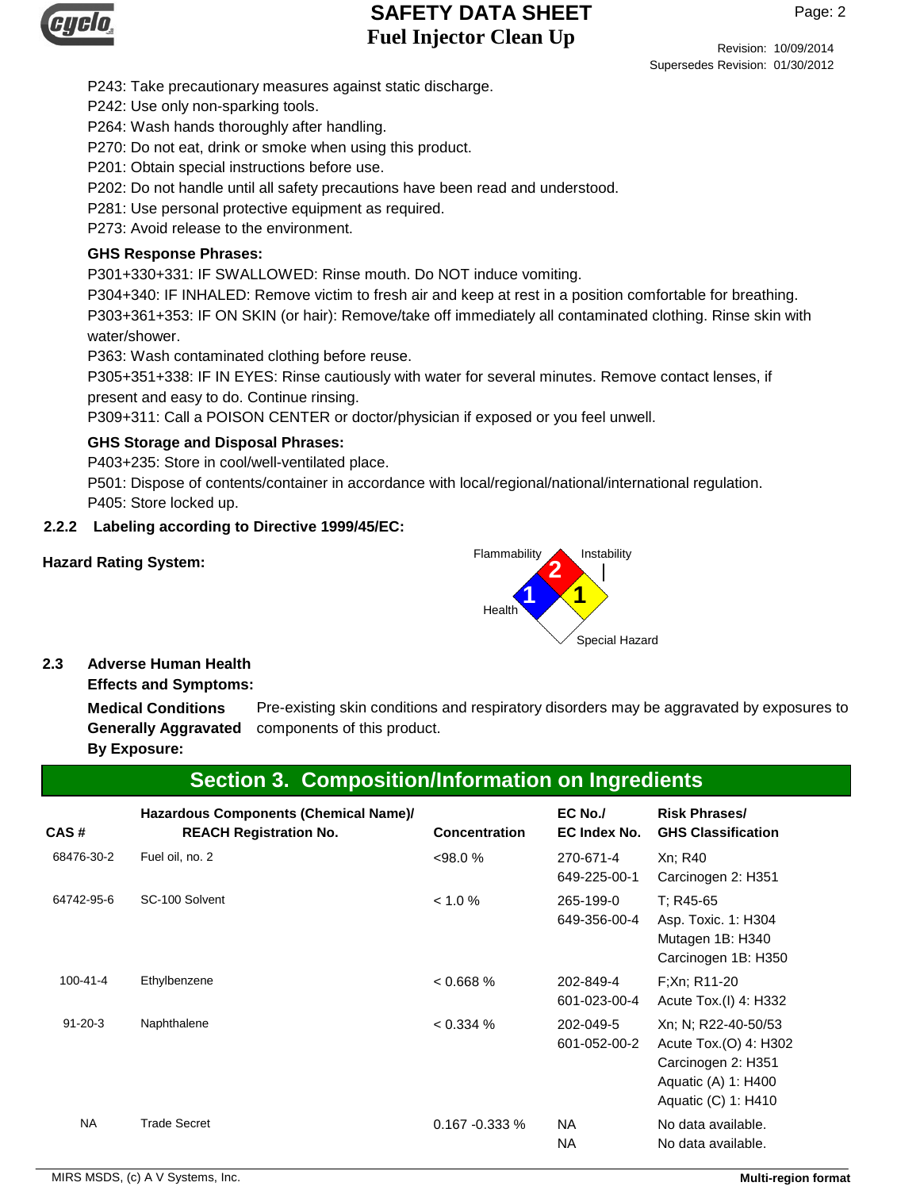P243: Take precautionary measures against static discharge.
P242: Use only non-sparking tools.
P264: Wash hands thoroughly after handling.
P270: Do not eat, drink or smoke when using this product.
P201: Obtain special instructions before use.
P202: Do not handle until all safety precautions have been read and understood.
P281: Use personal protective equipment as required.
P273: Avoid release to the environment.

**GHS Response Phrases:**

P301+330+331: IF SWALLOWED: Rinse mouth. Do NOT induce vomiting.
P304+340: IF INHALED: Remove victim to fresh air and keep at rest in a position comfortable for breathing.
P303+361+353: IF ON SKIN (or hair): Remove/take off immediately all contaminated clothing. Rinse skin with water/shower.
P363: Wash contaminated clothing before reuse.
P305+351+338: IF IN EYES: Rinse cautiously with water for several minutes. Remove contact lenses, if present and easy to do. Continue rinsing.
P309+311: Call a POISON CENTER or doctor/physician if exposed or you feel unwell.

**GHS Storage and Disposal Phrases:**

P403+235: Store in cool/well-ventilated place.
P501: Dispose of contents/container in accordance with local/regional/national/international regulation.
P405: Store locked up.

### 2.2.2 Labeling according to Directive 1999/45/EC:

**Hazard Rating System:**

Flammability: 2
Health: 1
Instability: 1
Special Hazard:

### 2.3 Adverse Human Health Effects and Symptoms:

**Medical Conditions Generally Aggravated By Exposure:** Pre-existing skin conditions and respiratory disorders may be aggravated by exposures to components of this product.

## Section 3. Composition/Information on Ingredients

| CAS # | Hazardous Components (Chemical Name)/ REACH Registration No. | Concentration | EC No./ EC Index No. | Risk Phrases/ GHS Classification |
|---|---|---|---|---|
| 68476-30-2 | Fuel oil, no. 2 | <98.0 % | 270-671-4<br>649-225-00-1 | Xn; R40<br>Carcinogen 2: H351 |
| 64742-95-6 | SC-100 Solvent | < 1.0 % | 265-199-0<br>649-356-00-4 | T; R45-65<br>Asp. Toxic. 1: H304<br>Mutagen 1B: H340<br>Carcinogen 1B: H350 |
| 100-41-4 | Ethylbenzene | < 0.668 % | 202-849-4<br>601-023-00-4 | F;Xn; R11-20<br>Acute Tox.(I) 4: H332 |
| 91-20-3 | Naphthalene | < 0.334 % | 202-049-5<br>601-052-00-2 | Xn; N; R22-40-50/53<br>Acute Tox.(O) 4: H302<br>Carcinogen 2: H351<br>Aquatic (A) 1: H400<br>Aquatic (C) 1: H410 |
| NA | Trade Secret | 0.167 -0.333 % | NA<br>NA | No data available.<br>No data available. |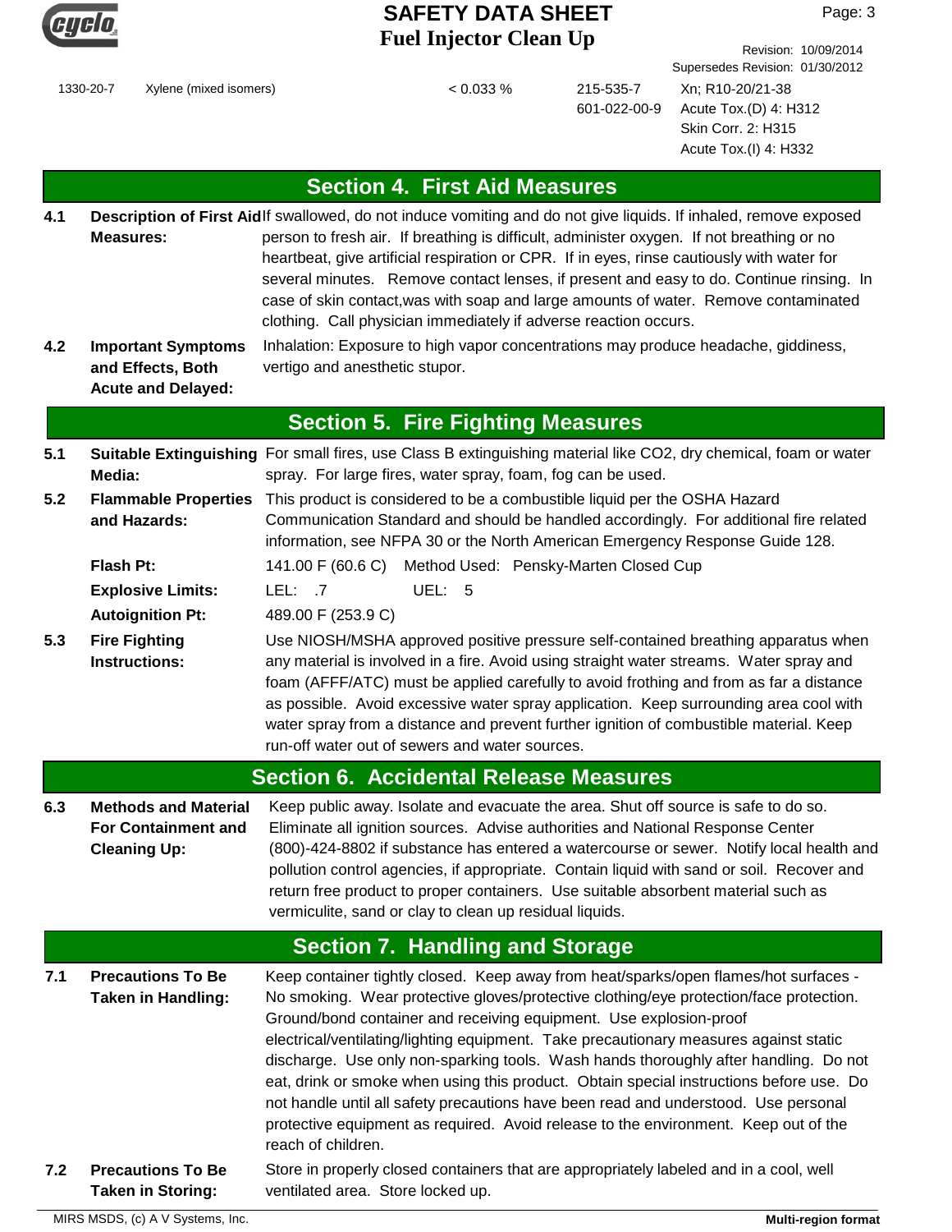| | | | | |
|---|---|---|---|---|
| 1330-20-7 | Xylene (mixed isomers) | < 0.033 % | 215-535-7<br>601-022-00-9 | Xn; R10-20/21-38<br>Acute Tox.(D) 4: H312<br>Skin Corr. 2: H315<br>Acute Tox.(I) 4: H332 |

## Section 4. First Aid Measures

**4.1 Description of First Aid Measures:** If swallowed, do not induce vomiting and do not give liquids. If inhaled, remove exposed person to fresh air. If breathing is difficult, administer oxygen. If not breathing or no heartbeat, give artificial respiration or CPR. If in eyes, rinse cautiously with water for several minutes. Remove contact lenses, if present and easy to do. Continue rinsing. In case of skin contact,was with soap and large amounts of water. Remove contaminated clothing. Call physician immediately if adverse reaction occurs.

**4.2 Important Symptoms and Effects, Both Acute and Delayed:** Inhalation: Exposure to high vapor concentrations may produce headache, giddiness, vertigo and anesthetic stupor.

## Section 5. Fire Fighting Measures

**5.1 Suitable Extinguishing Media:** For small fires, use Class B extinguishing material like CO2, dry chemical, foam or water spray. For large fires, water spray, foam, fog can be used.

**5.2 Flammable Properties and Hazards:** This product is considered to be a combustible liquid per the OSHA Hazard Communication Standard and should be handled accordingly. For additional fire related information, see NFPA 30 or the North American Emergency Response Guide 128.

**Flash Pt:** 141.00 F (60.6 C) Method Used: Pensky-Marten Closed Cup

**Explosive Limits:** LEL: .7 UEL: 5

**Autoignition Pt:** 489.00 F (253.9 C)

**5.3 Fire Fighting Instructions:** Use NIOSH/MSHA approved positive pressure self-contained breathing apparatus when any material is involved in a fire. Avoid using straight water streams. Water spray and foam (AFFF/ATC) must be applied carefully to avoid frothing and from as far a distance as possible. Avoid excessive water spray application. Keep surrounding area cool with water spray from a distance and prevent further ignition of combustible material. Keep run-off water out of sewers and water sources.

## Section 6. Accidental Release Measures

**6.3 Methods and Material For Containment and Cleaning Up:** Keep public away. Isolate and evacuate the area. Shut off source is safe to do so. Eliminate all ignition sources. Advise authorities and National Response Center (800)-424-8802 if substance has entered a watercourse or sewer. Notify local health and pollution control agencies, if appropriate. Contain liquid with sand or soil. Recover and return free product to proper containers. Use suitable absorbent material such as vermiculite, sand or clay to clean up residual liquids.

## Section 7. Handling and Storage

**7.1 Precautions To Be Taken in Handling:** Keep container tightly closed. Keep away from heat/sparks/open flames/hot surfaces - No smoking. Wear protective gloves/protective clothing/eye protection/face protection. Ground/bond container and receiving equipment. Use explosion-proof electrical/ventilating/lighting equipment. Take precautionary measures against static discharge. Use only non-sparking tools. Wash hands thoroughly after handling. Do not eat, drink or smoke when using this product. Obtain special instructions before use. Do not handle until all safety precautions have been read and understood. Use personal protective equipment as required. Avoid release to the environment. Keep out of the reach of children.

**7.2 Precautions To Be Taken in Storing:** Store in properly closed containers that are appropriately labeled and in a cool, well ventilated area. Store locked up.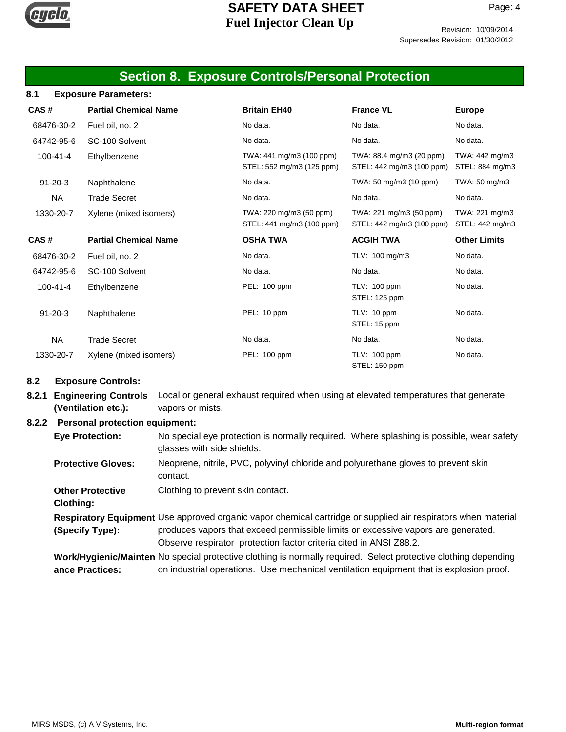## Section 8. Exposure Controls/Personal Protection

### 8.1 Exposure Parameters:

| CAS # | Partial Chemical Name | Britain EH40 | France VL | Europe |
|---|---|---|---|---|
| 68476-30-2 | Fuel oil, no. 2 | No data. | No data. | No data. |
| 64742-95-6 | SC-100 Solvent | No data. | No data. | No data. |
| 100-41-4 | Ethylbenzene | TWA: 441 mg/m3 (100 ppm)<br>STEL: 552 mg/m3 (125 ppm) | TWA: 88.4 mg/m3 (20 ppm)<br>STEL: 442 mg/m3 (100 ppm) | TWA: 442 mg/m3<br>STEL: 884 mg/m3 |
| 91-20-3 | Naphthalene | No data. | TWA: 50 mg/m3 (10 ppm) | TWA: 50 mg/m3 |
| NA | Trade Secret | No data. | No data. | No data. |
| 1330-20-7 | Xylene (mixed isomers) | TWA: 220 mg/m3 (50 ppm)<br>STEL: 441 mg/m3 (100 ppm) | TWA: 221 mg/m3 (50 ppm)<br>STEL: 442 mg/m3 (100 ppm) | TWA: 221 mg/m3<br>STEL: 442 mg/m3 |

| CAS # | Partial Chemical Name | OSHA TWA | ACGIH TWA | Other Limits |
|---|---|---|---|---|
| 68476-30-2 | Fuel oil, no. 2 | No data. | TLV: 100 mg/m3 | No data. |
| 64742-95-6 | SC-100 Solvent | No data. | No data. | No data. |
| 100-41-4 | Ethylbenzene | PEL: 100 ppm | TLV: 100 ppm<br>STEL: 125 ppm | No data. |
| 91-20-3 | Naphthalene | PEL: 10 ppm | TLV: 10 ppm<br>STEL: 15 ppm | No data. |
| NA | Trade Secret | No data. | No data. | No data. |
| 1330-20-7 | Xylene (mixed isomers) | PEL: 100 ppm | TLV: 100 ppm<br>STEL: 150 ppm | No data. |

### 8.2 Exposure Controls:

**8.2.1 Engineering Controls (Ventilation etc.):** Local or general exhaust required when using at elevated temperatures that generate vapors or mists.

**8.2.2 Personal protection equipment:**

**Eye Protection:** No special eye protection is normally required. Where splashing is possible, wear safety glasses with side shields.

**Protective Gloves:** Neoprene, nitrile, PVC, polyvinyl chloride and polyurethane gloves to prevent skin contact.

**Other Protective Clothing:** Clothing to prevent skin contact.

**Respiratory Equipment (Specify Type):** Use approved organic vapor chemical cartridge or supplied air respirators when material produces vapors that exceed permissible limits or excessive vapors are generated. Observe respirator protection factor criteria cited in ANSI Z88.2.

**Work/Hygienic/Maintenance Practices:** No special protective clothing is normally required. Select protective clothing depending on industrial operations. Use mechanical ventilation equipment that is explosion proof.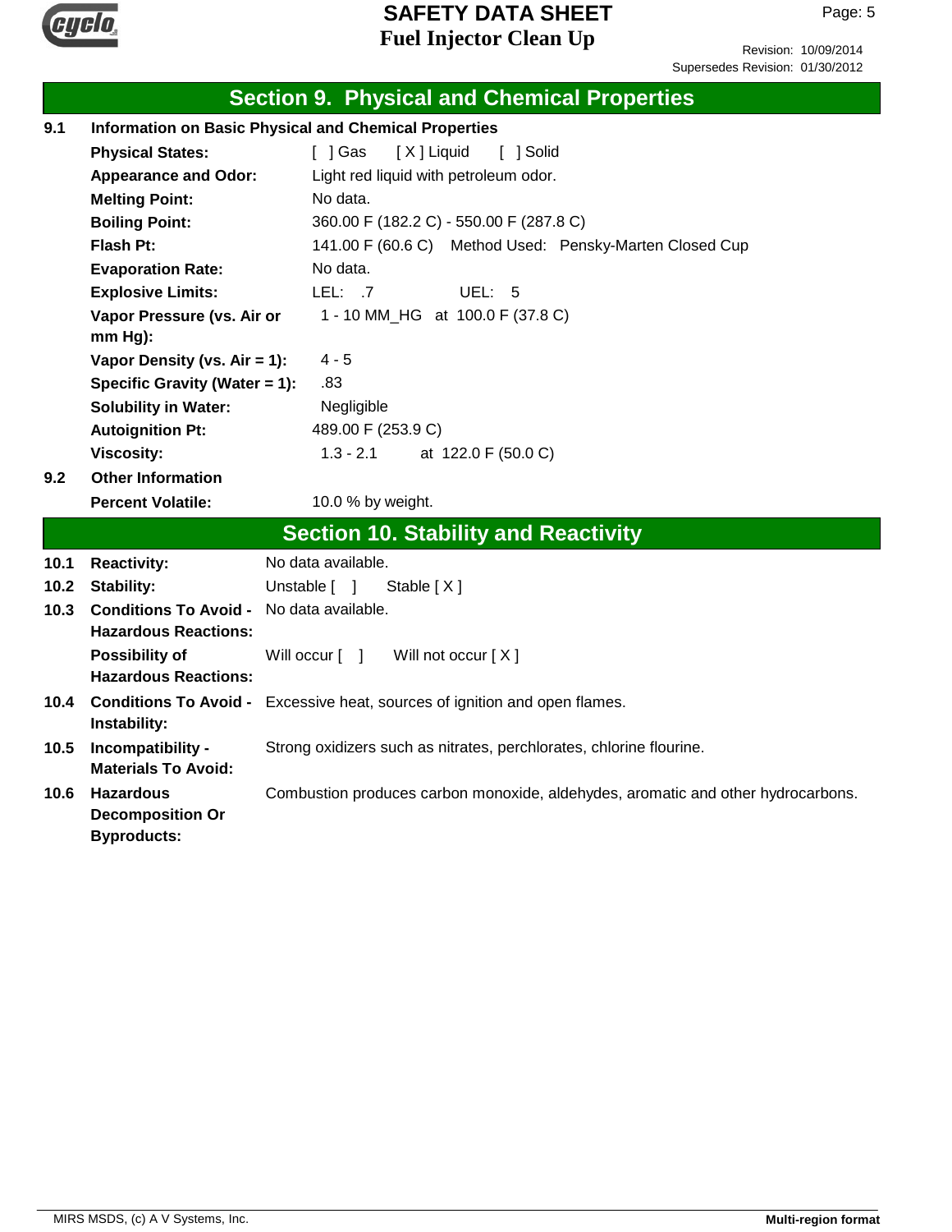## Section 9. Physical and Chemical Properties

**9.1 Information on Basic Physical and Chemical Properties**

| | |
|---|---|
| **Physical States:** | [ ] Gas [ X ] Liquid [ ] Solid |
| **Appearance and Odor:** | Light red liquid with petroleum odor. |
| **Melting Point:** | No data. |
| **Boiling Point:** | 360.00 F (182.2 C) - 550.00 F (287.8 C) |
| **Flash Pt:** | 141.00 F (60.6 C) Method Used: Pensky-Marten Closed Cup |
| **Evaporation Rate:** | No data. |
| **Explosive Limits:** | LEL: .7 UEL: 5 |
| **Vapor Pressure (vs. Air or mm Hg):** | 1 - 10 MM_HG at 100.0 F (37.8 C) |
| **Vapor Density (vs. Air = 1):** | 4 - 5 |
| **Specific Gravity (Water = 1):** | .83 |
| **Solubility in Water:** | Negligible |
| **Autoignition Pt:** | 489.00 F (253.9 C) |
| **Viscosity:** | 1.3 - 2.1 at 122.0 F (50.0 C) |

**9.2 Other Information**

| | |
|---|---|
| **Percent Volatile:** | 10.0 % by weight. |

## Section 10. Stability and Reactivity

| | | |
|---|---|---|
| 10.1 | **Reactivity:** | No data available. |
| 10.2 | **Stability:** | Unstable [ ] Stable [ X ] |
| 10.3 | **Conditions To Avoid - Hazardous Reactions:** | No data available. |
| | **Possibility of Hazardous Reactions:** | Will occur [ ] Will not occur [ X ] |
| 10.4 | **Conditions To Avoid - Instability:** | Excessive heat, sources of ignition and open flames. |
| 10.5 | **Incompatibility - Materials To Avoid:** | Strong oxidizers such as nitrates, perchlorates, chlorine flourine. |
| 10.6 | **Hazardous Decomposition Or Byproducts:** | Combustion produces carbon monoxide, aldehydes, aromatic and other hydrocarbons. |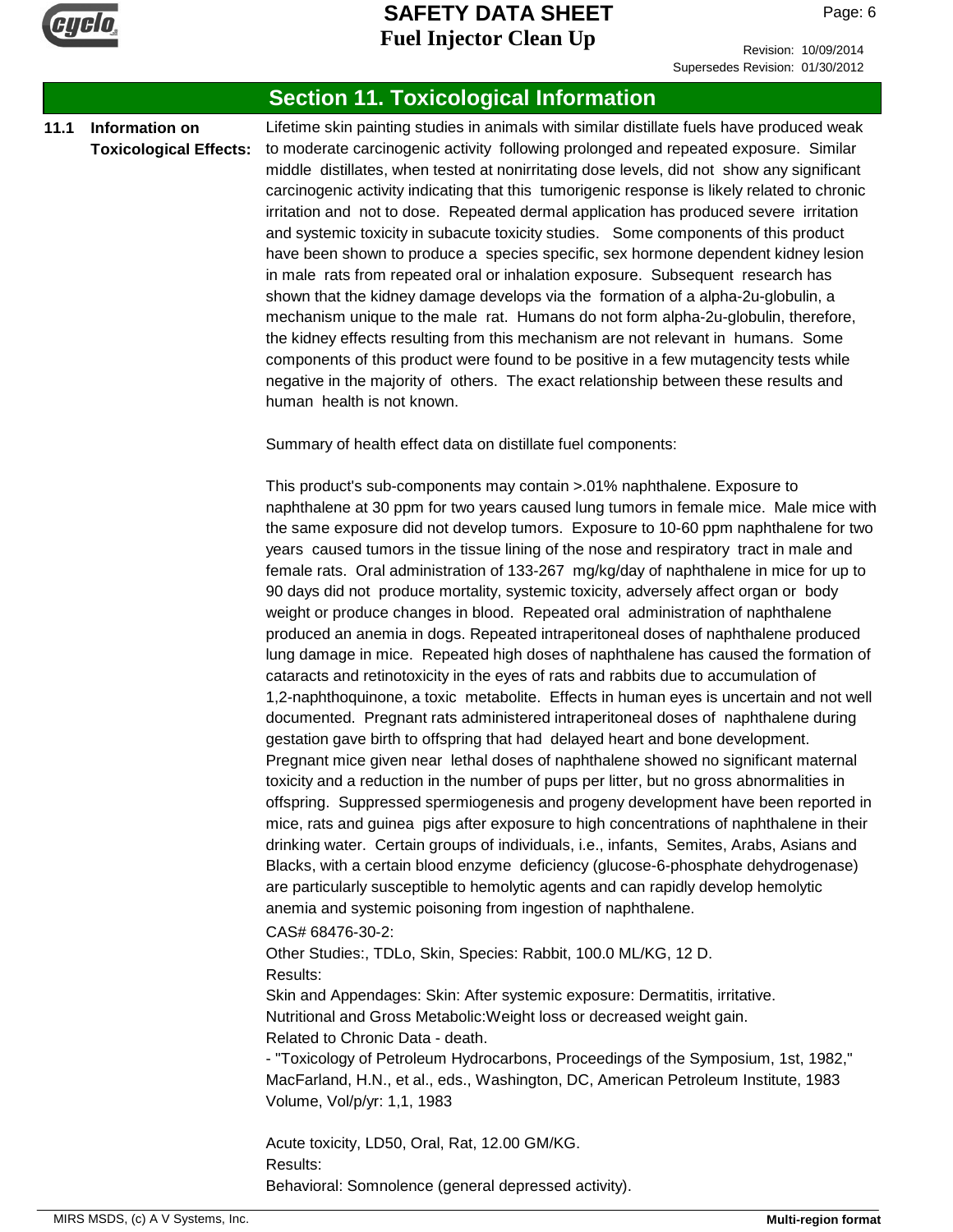## Section 11. Toxicological Information

**11.1 Information on Toxicological Effects:**

Lifetime skin painting studies in animals with similar distillate fuels have produced weak to moderate carcinogenic activity following prolonged and repeated exposure. Similar middle distillates, when tested at nonirritating dose levels, did not show any significant carcinogenic activity indicating that this tumorigenic response is likely related to chronic irritation and not to dose. Repeated dermal application has produced severe irritation and systemic toxicity in subacute toxicity studies. Some components of this product have been shown to produce a species specific, sex hormone dependent kidney lesion in male rats from repeated oral or inhalation exposure. Subsequent research has shown that the kidney damage develops via the formation of a alpha-2u-globulin, a mechanism unique to the male rat. Humans do not form alpha-2u-globulin, therefore, the kidney effects resulting from this mechanism are not relevant in humans. Some components of this product were found to be positive in a few mutagencity tests while negative in the majority of others. The exact relationship between these results and human health is not known.

Summary of health effect data on distillate fuel components:

This product's sub-components may contain >.01% naphthalene. Exposure to naphthalene at 30 ppm for two years caused lung tumors in female mice. Male mice with the same exposure did not develop tumors. Exposure to 10-60 ppm naphthalene for two years caused tumors in the tissue lining of the nose and respiratory tract in male and female rats. Oral administration of 133-267 mg/kg/day of naphthalene in mice for up to 90 days did not produce mortality, systemic toxicity, adversely affect organ or body weight or produce changes in blood. Repeated oral administration of naphthalene produced an anemia in dogs. Repeated intraperitoneal doses of naphthalene produced lung damage in mice. Repeated high doses of naphthalene has caused the formation of cataracts and retinotoxicity in the eyes of rats and rabbits due to accumulation of 1,2-naphthoquinone, a toxic metabolite. Effects in human eyes is uncertain and not well documented. Pregnant rats administered intraperitoneal doses of naphthalene during gestation gave birth to offspring that had delayed heart and bone development. Pregnant mice given near lethal doses of naphthalene showed no significant maternal toxicity and a reduction in the number of pups per litter, but no gross abnormalities in offspring. Suppressed spermiogenesis and progeny development have been reported in mice, rats and guinea pigs after exposure to high concentrations of naphthalene in their drinking water. Certain groups of individuals, i.e., infants, Semites, Arabs, Asians and Blacks, with a certain blood enzyme deficiency (glucose-6-phosphate dehydrogenase) are particularly susceptible to hemolytic agents and can rapidly develop hemolytic anemia and systemic poisoning from ingestion of naphthalene.

CAS# 68476-30-2:
Other Studies:, TDLo, Skin, Species: Rabbit, 100.0 ML/KG, 12 D.
Results:
Skin and Appendages: Skin: After systemic exposure: Dermatitis, irritative.
Nutritional and Gross Metabolic:Weight loss or decreased weight gain.
Related to Chronic Data - death.
- "Toxicology of Petroleum Hydrocarbons, Proceedings of the Symposium, 1st, 1982," MacFarland, H.N., et al., eds., Washington, DC, American Petroleum Institute, 1983 Volume, Vol/p/yr: 1,1, 1983

Acute toxicity, LD50, Oral, Rat, 12.00 GM/KG.
Results:
Behavioral: Somnolence (general depressed activity).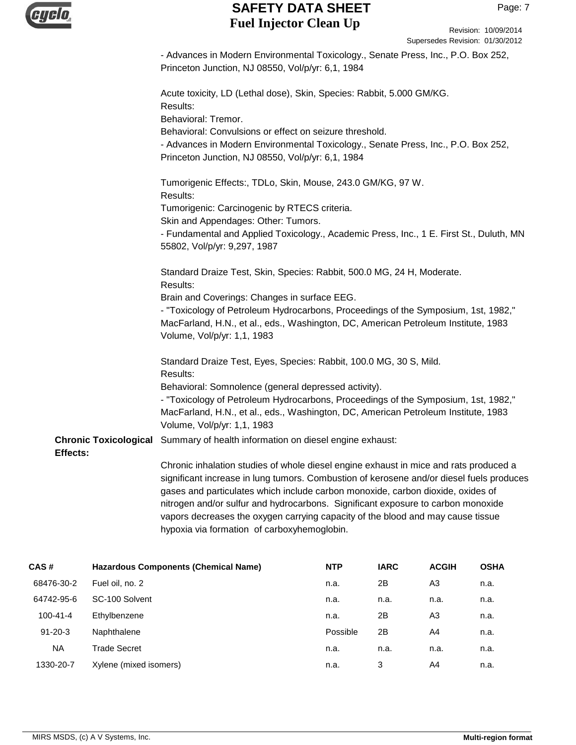- Advances in Modern Environmental Toxicology., Senate Press, Inc., P.O. Box 252, Princeton Junction, NJ 08550, Vol/p/yr: 6,1, 1984

Acute toxicity, LD (Lethal dose), Skin, Species: Rabbit, 5.000 GM/KG.
Results:
Behavioral: Tremor.
Behavioral: Convulsions or effect on seizure threshold.
- Advances in Modern Environmental Toxicology., Senate Press, Inc., P.O. Box 252, Princeton Junction, NJ 08550, Vol/p/yr: 6,1, 1984

Tumorigenic Effects:, TDLo, Skin, Mouse, 243.0 GM/KG, 97 W.
Results:
Tumorigenic: Carcinogenic by RTECS criteria.
Skin and Appendages: Other: Tumors.
- Fundamental and Applied Toxicology., Academic Press, Inc., 1 E. First St., Duluth, MN 55802, Vol/p/yr: 9,297, 1987

Standard Draize Test, Skin, Species: Rabbit, 500.0 MG, 24 H, Moderate.
Results:
Brain and Coverings: Changes in surface EEG.
- "Toxicology of Petroleum Hydrocarbons, Proceedings of the Symposium, 1st, 1982," MacFarland, H.N., et al., eds., Washington, DC, American Petroleum Institute, 1983 Volume, Vol/p/yr: 1,1, 1983

Standard Draize Test, Eyes, Species: Rabbit, 100.0 MG, 30 S, Mild.
Results:
Behavioral: Somnolence (general depressed activity).
- "Toxicology of Petroleum Hydrocarbons, Proceedings of the Symposium, 1st, 1982," MacFarland, H.N., et al., eds., Washington, DC, American Petroleum Institute, 1983 Volume, Vol/p/yr: 1,1, 1983

**Chronic Toxicological Effects:** Summary of health information on diesel engine exhaust:

Chronic inhalation studies of whole diesel engine exhaust in mice and rats produced a significant increase in lung tumors. Combustion of kerosene and/or diesel fuels produces gases and particulates which include carbon monoxide, carbon dioxide, oxides of nitrogen and/or sulfur and hydrocarbons. Significant exposure to carbon monoxide vapors decreases the oxygen carrying capacity of the blood and may cause tissue hypoxia via formation of carboxyhemoglobin.

| CAS # | Hazardous Components (Chemical Name) | NTP | IARC | ACGIH | OSHA |
|---|---|---|---|---|---|
| 68476-30-2 | Fuel oil, no. 2 | n.a. | 2B | A3 | n.a. |
| 64742-95-6 | SC-100 Solvent | n.a. | n.a. | n.a. | n.a. |
| 100-41-4 | Ethylbenzene | n.a. | 2B | A3 | n.a. |
| 91-20-3 | Naphthalene | Possible | 2B | A4 | n.a. |
| NA | Trade Secret | n.a. | n.a. | n.a. | n.a. |
| 1330-20-7 | Xylene (mixed isomers) | n.a. | 3 | A4 | n.a. |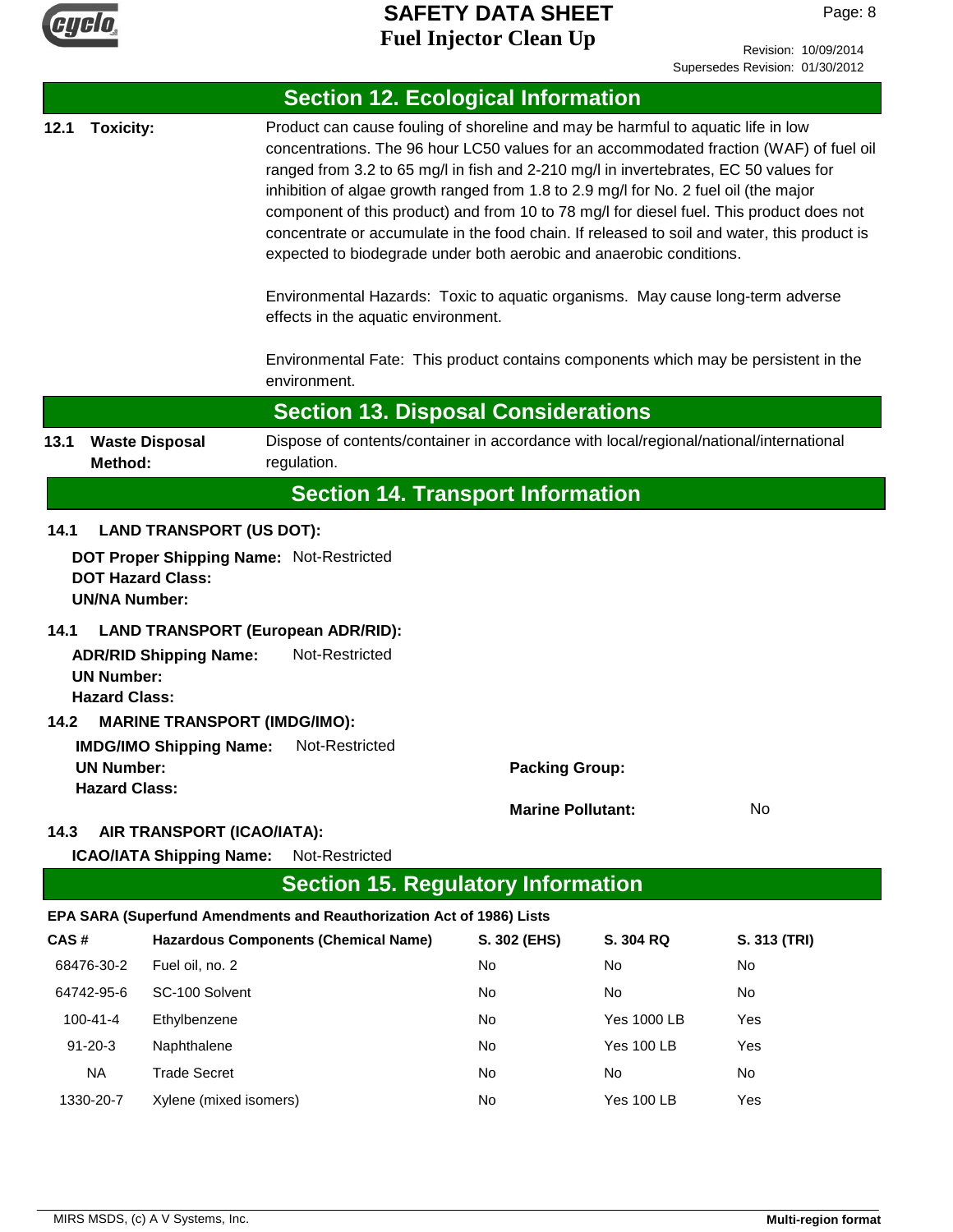## Section 12. Ecological Information

**12.1 Toxicity:** Product can cause fouling of shoreline and may be harmful to aquatic life in low concentrations. The 96 hour LC50 values for an accommodated fraction (WAF) of fuel oil ranged from 3.2 to 65 mg/l in fish and 2-210 mg/l in invertebrates, EC 50 values for inhibition of algae growth ranged from 1.8 to 2.9 mg/l for No. 2 fuel oil (the major component of this product) and from 10 to 78 mg/l for diesel fuel. This product does not concentrate or accumulate in the food chain. If released to soil and water, this product is expected to biodegrade under both aerobic and anaerobic conditions.

Environmental Hazards: Toxic to aquatic organisms. May cause long-term adverse effects in the aquatic environment.

Environmental Fate: This product contains components which may be persistent in the environment.

## Section 13. Disposal Considerations

**13.1 Waste Disposal Method:** Dispose of contents/container in accordance with local/regional/national/international regulation.

## Section 14. Transport Information

**14.1 LAND TRANSPORT (US DOT):**

**DOT Proper Shipping Name:** Not-Restricted
**DOT Hazard Class:**
**UN/NA Number:**

**14.1 LAND TRANSPORT (European ADR/RID):**

**ADR/RID Shipping Name:** Not-Restricted
**UN Number:**
**Hazard Class:**

**14.2 MARINE TRANSPORT (IMDG/IMO):**

**IMDG/IMO Shipping Name:** Not-Restricted
**UN Number:**
**Hazard Class:**
**Packing Group:**
**Marine Pollutant:** No

**14.3 AIR TRANSPORT (ICAO/IATA):**

**ICAO/IATA Shipping Name:** Not-Restricted

## Section 15. Regulatory Information

**EPA SARA (Superfund Amendments and Reauthorization Act of 1986) Lists**

| CAS # | Hazardous Components (Chemical Name) | S. 302 (EHS) | S. 304 RQ | S. 313 (TRI) |
|---|---|---|---|---|
| 68476-30-2 | Fuel oil, no. 2 | No | No | No |
| 64742-95-6 | SC-100 Solvent | No | No | No |
| 100-41-4 | Ethylbenzene | No | Yes 1000 LB | Yes |
| 91-20-3 | Naphthalene | No | Yes 100 LB | Yes |
| NA | Trade Secret | No | No | No |
| 1330-20-7 | Xylene (mixed isomers) | No | Yes 100 LB | Yes |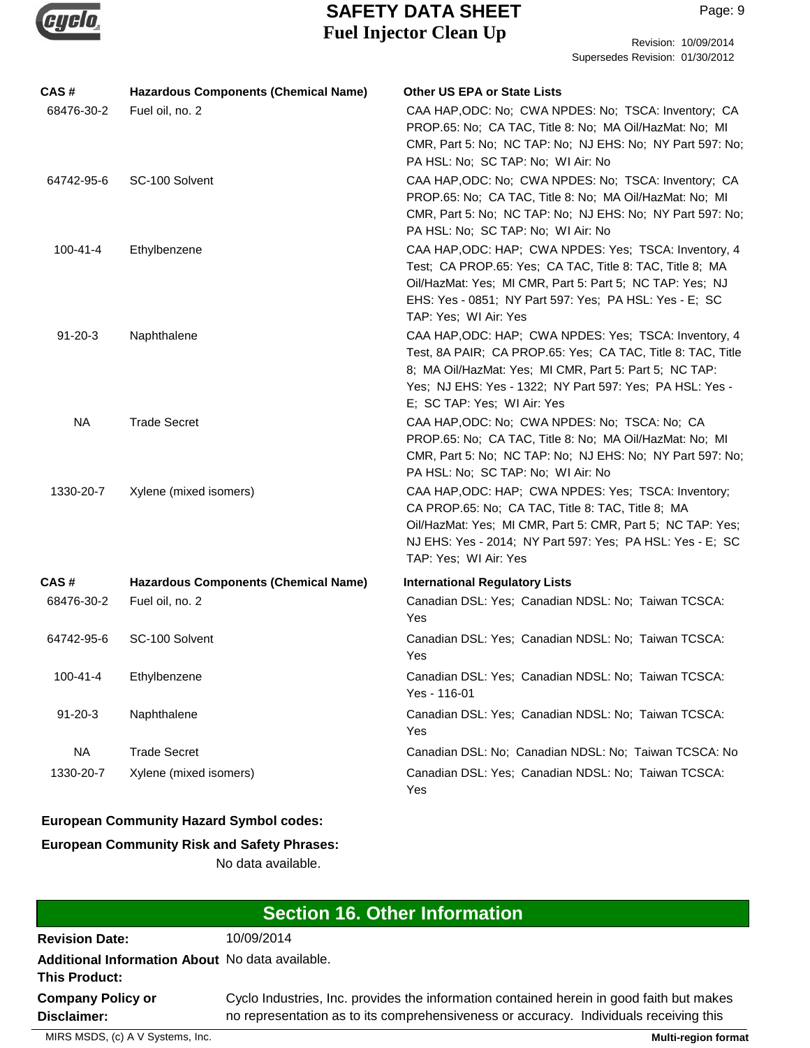| CAS # | Hazardous Components (Chemical Name) | Other US EPA or State Lists |
|---|---|---|
| 68476-30-2 | Fuel oil, no. 2 | CAA HAP,ODC: No; CWA NPDES: No; TSCA: Inventory; CA PROP.65: No; CA TAC, Title 8: No; MA Oil/HazMat: No; MI CMR, Part 5: No; NC TAP: No; NJ EHS: No; NY Part 597: No; PA HSL: No; SC TAP: No; WI Air: No |
| 64742-95-6 | SC-100 Solvent | CAA HAP,ODC: No; CWA NPDES: No; TSCA: Inventory; CA PROP.65: No; CA TAC, Title 8: No; MA Oil/HazMat: No; MI CMR, Part 5: No; NC TAP: No; NJ EHS: No; NY Part 597: No; PA HSL: No; SC TAP: No; WI Air: No |
| 100-41-4 | Ethylbenzene | CAA HAP,ODC: HAP; CWA NPDES: Yes; TSCA: Inventory, 4 Test; CA PROP.65: Yes; CA TAC, Title 8: TAC, Title 8; MA Oil/HazMat: Yes; MI CMR, Part 5: Part 5; NC TAP: Yes; NJ EHS: Yes - 0851; NY Part 597: Yes; PA HSL: Yes - E; SC TAP: Yes; WI Air: Yes |
| 91-20-3 | Naphthalene | CAA HAP,ODC: HAP; CWA NPDES: Yes; TSCA: Inventory, 4 Test, 8A PAIR; CA PROP.65: Yes; CA TAC, Title 8: TAC, Title 8; MA Oil/HazMat: Yes; MI CMR, Part 5: Part 5; NC TAP: Yes; NJ EHS: Yes - 1322; NY Part 597: Yes; PA HSL: Yes - E; SC TAP: Yes; WI Air: Yes |
| NA | Trade Secret | CAA HAP,ODC: No; CWA NPDES: No; TSCA: No; CA PROP.65: No; CA TAC, Title 8: No; MA Oil/HazMat: No; MI CMR, Part 5: No; NC TAP: No; NJ EHS: No; NY Part 597: No; PA HSL: No; SC TAP: No; WI Air: No |
| 1330-20-7 | Xylene (mixed isomers) | CAA HAP,ODC: HAP; CWA NPDES: Yes; TSCA: Inventory; CA PROP.65: No; CA TAC, Title 8: TAC, Title 8; MA Oil/HazMat: Yes; MI CMR, Part 5: CMR, Part 5; NC TAP: Yes; NJ EHS: Yes - 2014; NY Part 597: Yes; PA HSL: Yes - E; SC TAP: Yes; WI Air: Yes |

| CAS # | Hazardous Components (Chemical Name) | International Regulatory Lists |
|---|---|---|
| 68476-30-2 | Fuel oil, no. 2 | Canadian DSL: Yes; Canadian NDSL: No; Taiwan TCSCA: Yes |
| 64742-95-6 | SC-100 Solvent | Canadian DSL: Yes; Canadian NDSL: No; Taiwan TCSCA: Yes |
| 100-41-4 | Ethylbenzene | Canadian DSL: Yes; Canadian NDSL: No; Taiwan TCSCA: Yes - 116-01 |
| 91-20-3 | Naphthalene | Canadian DSL: Yes; Canadian NDSL: No; Taiwan TCSCA: Yes |
| NA | Trade Secret | Canadian DSL: No; Canadian NDSL: No; Taiwan TCSCA: No |
| 1330-20-7 | Xylene (mixed isomers) | Canadian DSL: Yes; Canadian NDSL: No; Taiwan TCSCA: Yes |

**European Community Hazard Symbol codes:**

**European Community Risk and Safety Phrases:**

No data available.

## Section 16. Other Information

**Revision Date:** 10/09/2014

**Additional Information About This Product:** No data available.

**Company Policy or Disclaimer:** Cyclo Industries, Inc. provides the information contained herein in good faith but makes no representation as to its comprehensiveness or accuracy. Individuals receiving this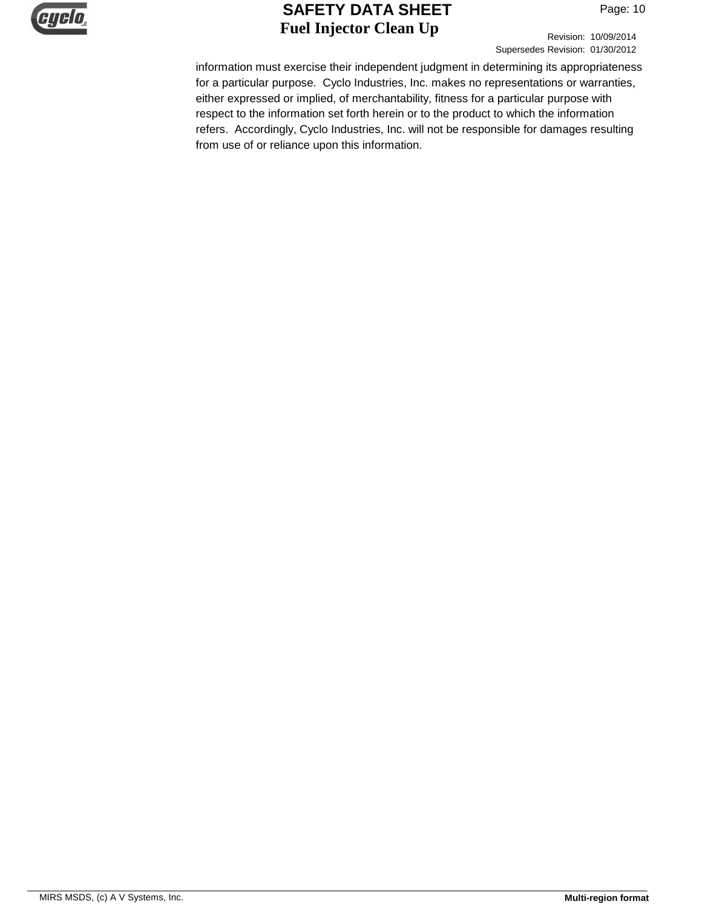information must exercise their independent judgment in determining its appropriateness for a particular purpose. Cyclo Industries, Inc. makes no representations or warranties, either expressed or implied, of merchantability, fitness for a particular purpose with respect to the information set forth herein or to the product to which the information refers. Accordingly, Cyclo Industries, Inc. will not be responsible for damages resulting from use of or reliance upon this information.